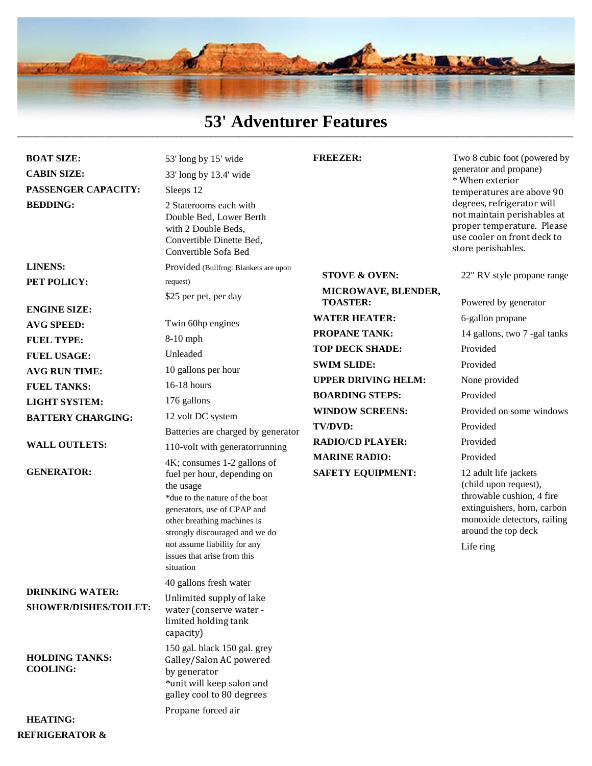# 53' Adventurer Features

| Feature | Details |
|---|---|
| **BOAT SIZE:** | 53' long by 15' wide |
| **CABIN SIZE:** | 33' long by 13.4' wide |
| **PASSENGER CAPACITY:** | Sleeps 12 |
| **BEDDING:** | 2 Staterooms each with Double Bed, Lower Berth with 2 Double Beds, Convertible Dinette Bed, Convertible Sofa Bed |
| **LINENS:** | Provided (Bullfrog: Blankets are upon request) |
| **PET POLICY:** | $25 per pet, per day |
| **ENGINE SIZE:** | Twin 60hp engines |
| **AVG SPEED:** | 8-10 mph |
| **FUEL TYPE:** | Unleaded |
| **FUEL USAGE:** | 10 gallons per hour |
| **AVG RUN TIME:** | 16-18 hours |
| **FUEL TANKS:** | 176 gallons |
| **LIGHT SYSTEM:** | 12 volt DC system |
| **BATTERY CHARGING:** | Batteries are charged by generator |
| **WALL OUTLETS:** | 110-volt with generatorrunning |
| **GENERATOR:** | 4K; consumes 1-2 gallons of fuel per hour, depending on the usage *due to the nature of the boat generators, use of CPAP and other breathing machines is strongly discouraged and we do not assume liability for any issues that arise from this situation |
| **DRINKING WATER:** | 40 gallons fresh water |
| **SHOWER/DISHES/TOILET:** | Unlimited supply of lake water (conserve water - limited holding tank capacity) |
| **HOLDING TANKS:** | 150 gal. black 150 gal. grey |
| **COOLING:** | Galley/Salon AC powered by generator *unit will keep salon and galley cool to 80 degrees |
| **HEATING:** | Propane forced air |
| **REFRIGERATOR & FREEZER:** | Two 8 cubic foot (powered by generator and propane) * When exterior temperatures are above 90 degrees, refrigerator will not maintain perishables at proper temperature. Please use cooler on front deck to store perishables. |
| **STOVE & OVEN:** | 22" RV style propane range |
| **MICROWAVE, BLENDER, TOASTER:** | Powered by generator |
| **WATER HEATER:** | 6-gallon propane |
| **PROPANE TANK:** | 14 gallons, two 7 -gal tanks |
| **TOP DECK SHADE:** | Provided |
| **SWIM SLIDE:** | Provided |
| **UPPER DRIVING HELM:** | None provided |
| **BOARDING STEPS:** | Provided |
| **WINDOW SCREENS:** | Provided on some windows |
| **TV/DVD:** | Provided |
| **RADIO/CD PLAYER:** | Provided |
| **MARINE RADIO:** | Provided |
| **SAFETY EQUIPMENT:** | 12 adult life jackets (child upon request), throwable cushion, 4 fire extinguishers, horn, carbon monoxide detectors, railing around the top deck<br>Life ring |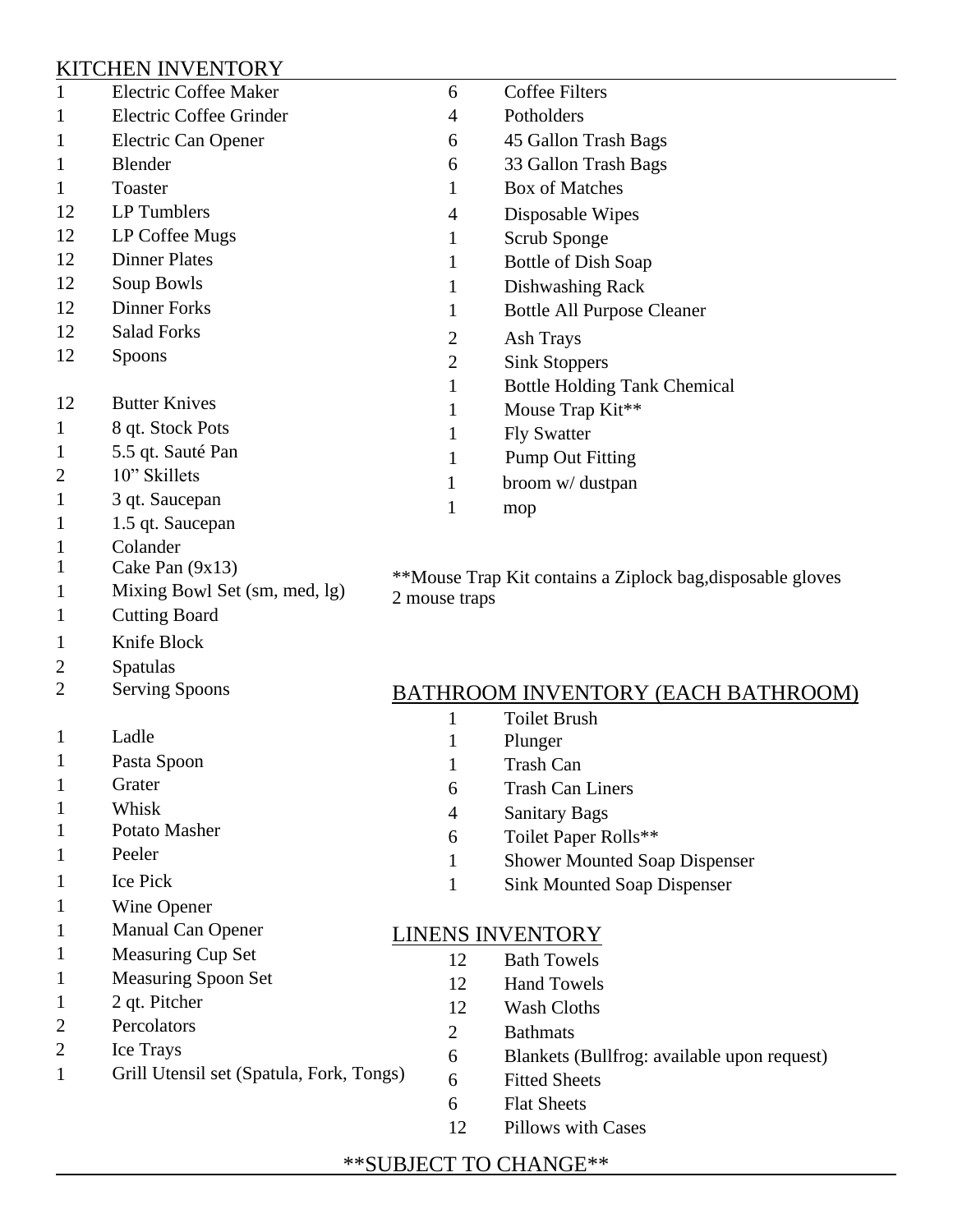## KITCHEN INVENTORY

| Qty | Item |
|---|---|
| 1 | Electric Coffee Maker |
| 1 | Electric Coffee Grinder |
| 1 | Electric Can Opener |
| 1 | Blender |
| 1 | Toaster |
| 12 | LP Tumblers |
| 12 | LP Coffee Mugs |
| 12 | Dinner Plates |
| 12 | Soup Bowls |
| 12 | Dinner Forks |
| 12 | Salad Forks |
| 12 | Spoons |
| 12 | Butter Knives |
| 1 | 8 qt. Stock Pots |
| 1 | 5.5 qt. Sauté Pan |
| 2 | 10" Skillets |
| 1 | 3 qt. Saucepan |
| 1 | 1.5 qt. Saucepan |
| 1 | Colander |
| 1 | Cake Pan (9x13) |
| 1 | Mixing Bowl Set (sm, med, lg) |
| 1 | Cutting Board |
| 1 | Knife Block |
| 2 | Spatulas |
| 2 | Serving Spoons |
| 1 | Ladle |
| 1 | Pasta Spoon |
| 1 | Grater |
| 1 | Whisk |
| 1 | Potato Masher |
| 1 | Peeler |
| 1 | Ice Pick |
| 1 | Wine Opener |
| 1 | Manual Can Opener |
| 1 | Measuring Cup Set |
| 1 | Measuring Spoon Set |
| 1 | 2 qt. Pitcher |
| 2 | Percolators |
| 2 | Ice Trays |
| 1 | Grill Utensil set (Spatula, Fork, Tongs) |
| 6 | Coffee Filters |
| 4 | Potholders |
| 6 | 45 Gallon Trash Bags |
| 6 | 33 Gallon Trash Bags |
| 1 | Box of Matches |
| 4 | Disposable Wipes |
| 1 | Scrub Sponge |
| 1 | Bottle of Dish Soap |
| 1 | Dishwashing Rack |
| 1 | Bottle All Purpose Cleaner |
| 2 | Ash Trays |
| 2 | Sink Stoppers |
| 1 | Bottle Holding Tank Chemical |
| 1 | Mouse Trap Kit** |
| 1 | Fly Swatter |
| 1 | Pump Out Fitting |
| 1 | broom w/ dustpan |
| 1 | mop |

**Mouse Trap Kit contains a Ziplock bag,disposable gloves 2 mouse traps

## BATHROOM INVENTORY (EACH BATHROOM)

| Qty | Item |
|---|---|
| 1 | Toilet Brush |
| 1 | Plunger |
| 1 | Trash Can |
| 6 | Trash Can Liners |
| 4 | Sanitary Bags |
| 6 | Toilet Paper Rolls** |
| 1 | Shower Mounted Soap Dispenser |
| 1 | Sink Mounted Soap Dispenser |

## LINENS INVENTORY

| Qty | Item |
|---|---|
| 12 | Bath Towels |
| 12 | Hand Towels |
| 12 | Wash Cloths |
| 2 | Bathmats |
| 6 | Blankets (Bullfrog: available upon request) |
| 6 | Fitted Sheets |
| 6 | Flat Sheets |
| 12 | Pillows with Cases |

**SUBJECT TO CHANGE**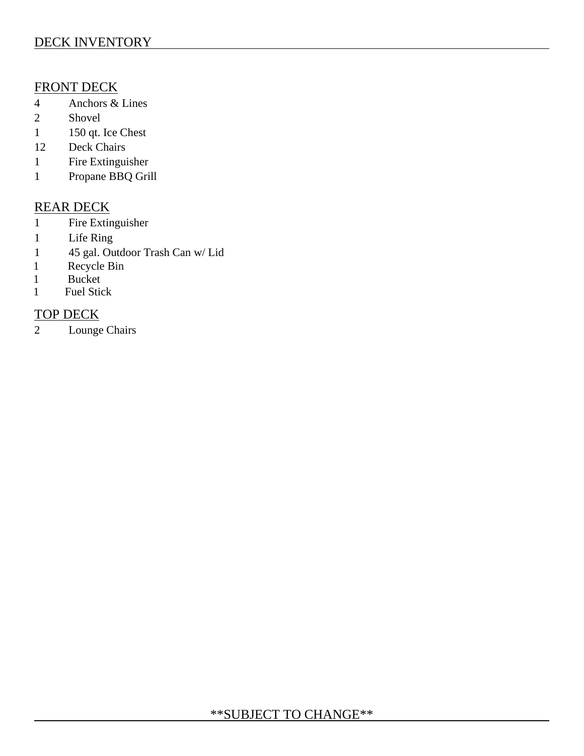# DECK INVENTORY

## FRONT DECK

| | |
|---|---|
| 4 | Anchors & Lines |
| 2 | Shovel |
| 1 | 150 qt. Ice Chest |
| 12 | Deck Chairs |
| 1 | Fire Extinguisher |
| 1 | Propane BBQ Grill |

## REAR DECK

| | |
|---|---|
| 1 | Fire Extinguisher |
| 1 | Life Ring |
| 1 | 45 gal. Outdoor Trash Can w/ Lid |
| 1 | Recycle Bin |
| 1 | Bucket |
| 1 | Fuel Stick |

## TOP DECK

| | |
|---|---|
| 2 | Lounge Chairs |

**SUBJECT TO CHANGE**